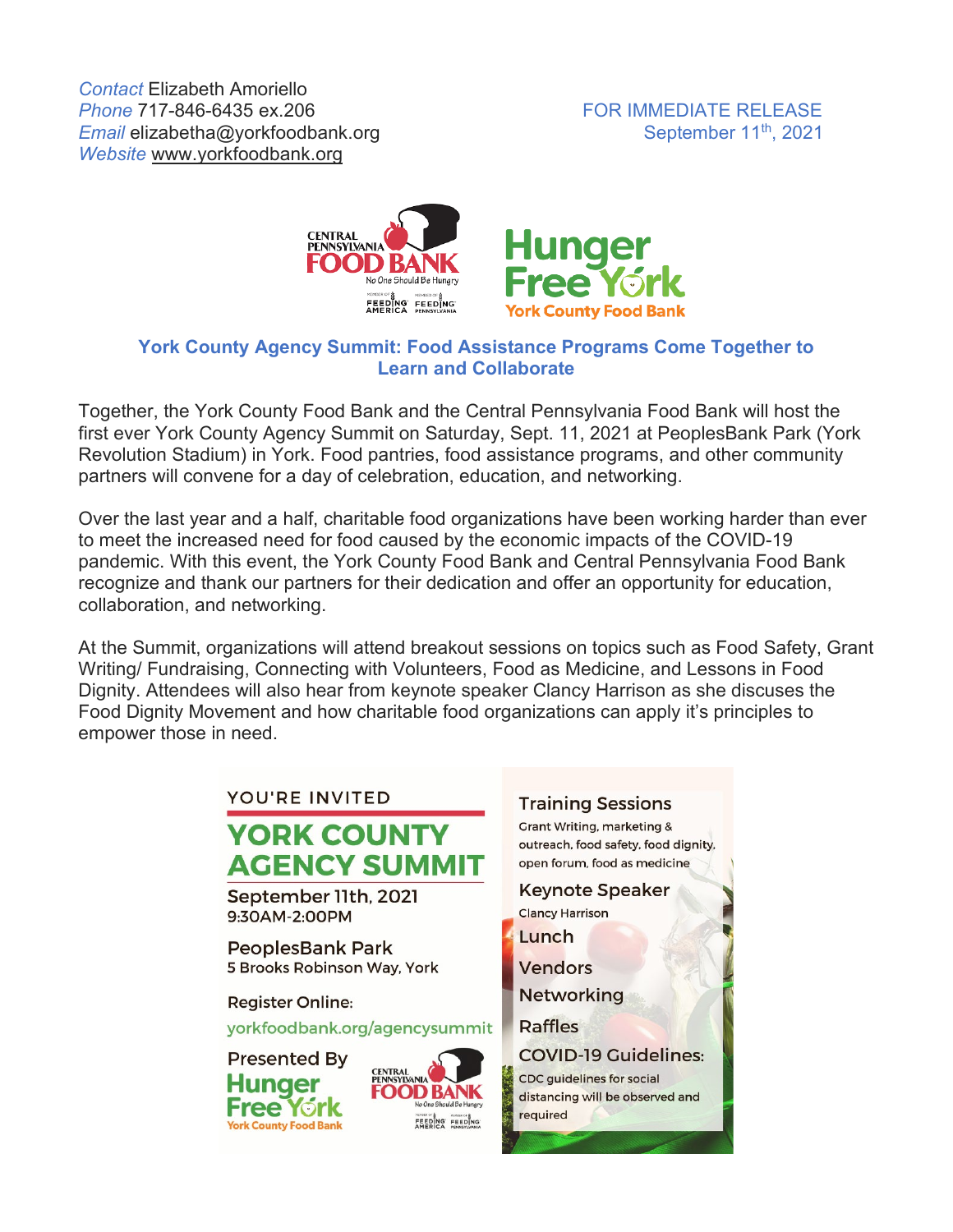*Contact* Elizabeth Amoriello
*Phone* 717-846-6435 ex.206
*Email* elizabetha@yorkfoodbank.org
*Website* www.yorkfoodbank.org

FOR IMMEDIATE RELEASE
September 11th, 2021

CENTRAL PENNSYLVANIA FOOD BANK
No One Should Be Hungry

Hunger Free York
York County Food Bank

## York County Agency Summit: Food Assistance Programs Come Together to Learn and Collaborate

Together, the York County Food Bank and the Central Pennsylvania Food Bank will host the first ever York County Agency Summit on Saturday, Sept. 11, 2021 at PeoplesBank Park (York Revolution Stadium) in York. Food pantries, food assistance programs, and other community partners will convene for a day of celebration, education, and networking.

Over the last year and a half, charitable food organizations have been working harder than ever to meet the increased need for food caused by the economic impacts of the COVID-19 pandemic. With this event, the York County Food Bank and Central Pennsylvania Food Bank recognize and thank our partners for their dedication and offer an opportunity for education, collaboration, and networking.

At the Summit, organizations will attend breakout sessions on topics such as Food Safety, Grant Writing/ Fundraising, Connecting with Volunteers, Food as Medicine, and Lessons in Food Dignity. Attendees will also hear from keynote speaker Clancy Harrison as she discuses the Food Dignity Movement and how charitable food organizations can apply it's principles to empower those in need.

YOU'RE INVITED

### YORK COUNTY AGENCY SUMMIT

**September 11th, 2021**
9:30AM-2:00PM

**PeoplesBank Park**
5 Brooks Robinson Way, York

Register Online:
yorkfoodbank.org/agencysummit

Presented By
Hunger Free York – York County Food Bank
Central Pennsylvania Food Bank

**Training Sessions**
Grant Writing, marketing & outreach, food safety, food dignity, open forum, food as medicine

**Keynote Speaker**
Clancy Harrison

**Lunch**

**Vendors**

**Networking**

**Raffles**

**COVID-19 Guidelines:**
CDC guidelines for social distancing will be observed and required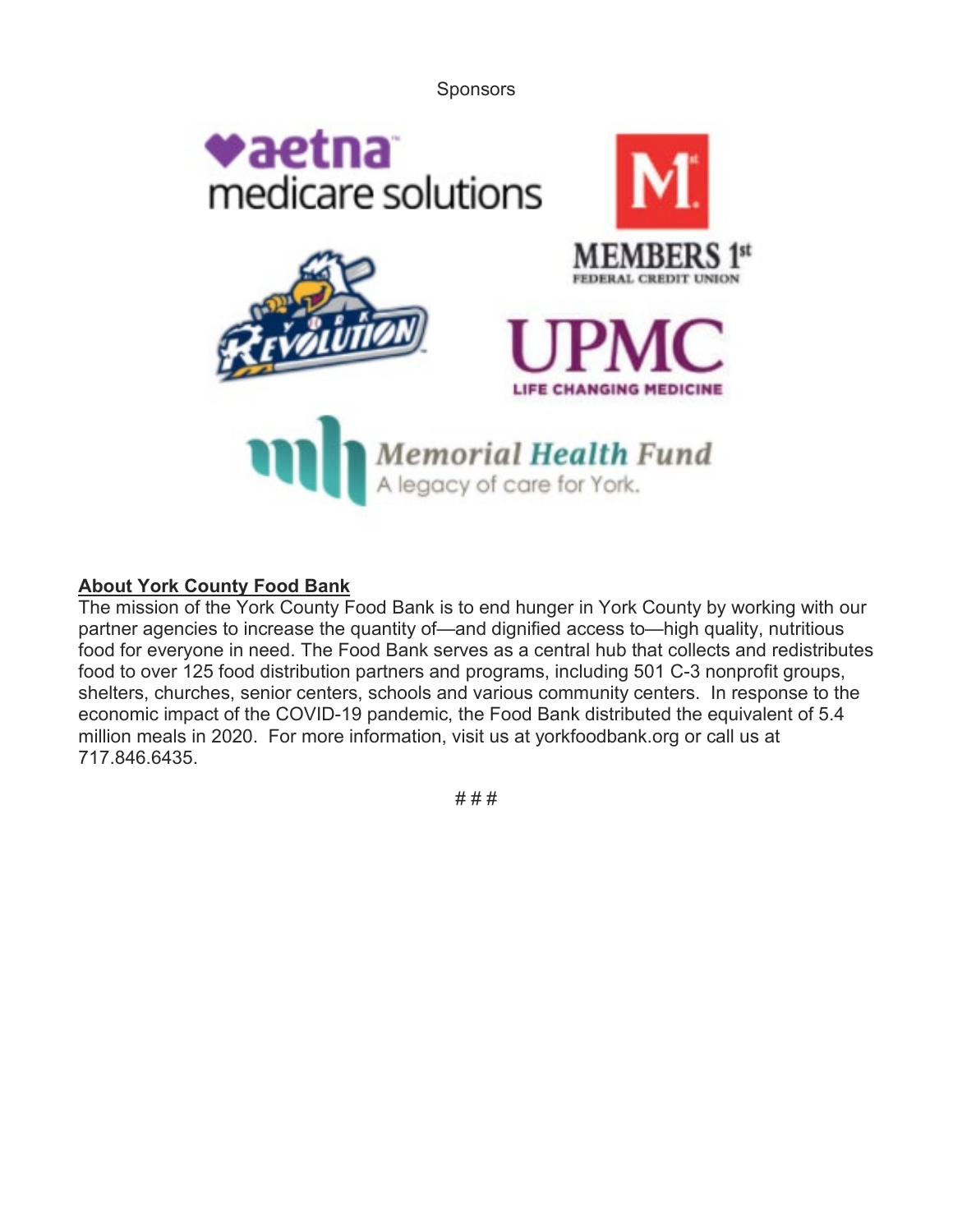Sponsors

**About York County Food Bank**

The mission of the York County Food Bank is to end hunger in York County by working with our partner agencies to increase the quantity of—and dignified access to—high quality, nutritious food for everyone in need. The Food Bank serves as a central hub that collects and redistributes food to over 125 food distribution partners and programs, including 501 C-3 nonprofit groups, shelters, churches, senior centers, schools and various community centers. In response to the economic impact of the COVID-19 pandemic, the Food Bank distributed the equivalent of 5.4 million meals in 2020. For more information, visit us at yorkfoodbank.org or call us at 717.846.6435.

# # #